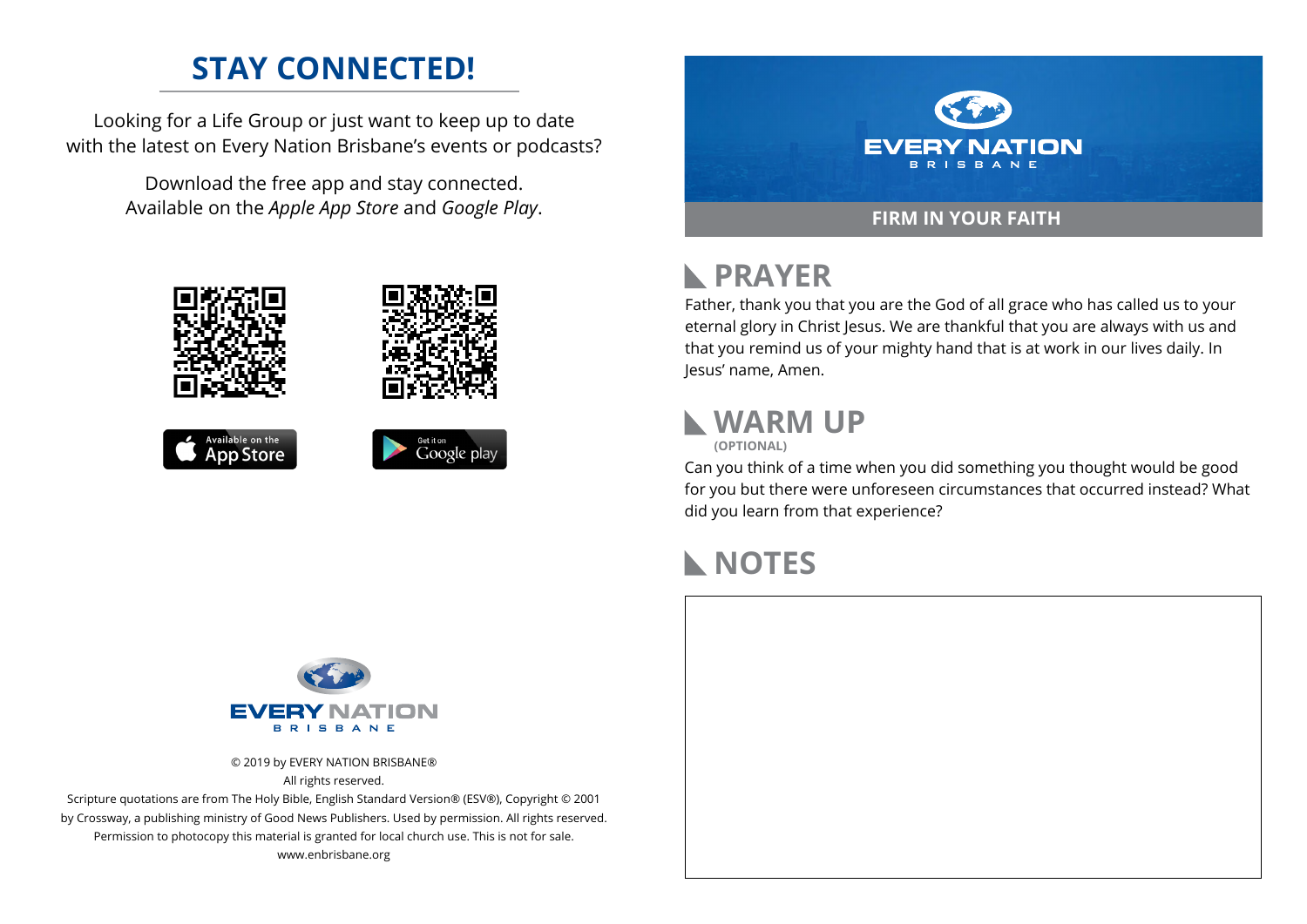## STAY CONNECTED!

Looking for a Life Group or just want to keep up to date with the latest on Every Nation Brisbane's events or podcasts?

Download the free app and stay connected. Available on the *Apple App Store* and *Google Play*.

Available on the App Store

Get it on Google play

EVERY NATION BRISBANE

© 2019 by EVERY NATION BRISBANE®
All rights reserved.
Scripture quotations are from The Holy Bible, English Standard Version® (ESV®), Copyright © 2001 by Crossway, a publishing ministry of Good News Publishers. Used by permission. All rights reserved.
Permission to photocopy this material is granted for local church use. This is not for sale.
www.enbrisbane.org

EVERY NATION BRISBANE

**FIRM IN YOUR FAITH**

## PRAYER

Father, thank you that you are the God of all grace who has called us to your eternal glory in Christ Jesus. We are thankful that you are always with us and that you remind us of your mighty hand that is at work in our lives daily. In Jesus' name, Amen.

## WARM UP

**(OPTIONAL)**

Can you think of a time when you did something you thought would be good for you but there were unforeseen circumstances that occurred instead? What did you learn from that experience?

## NOTES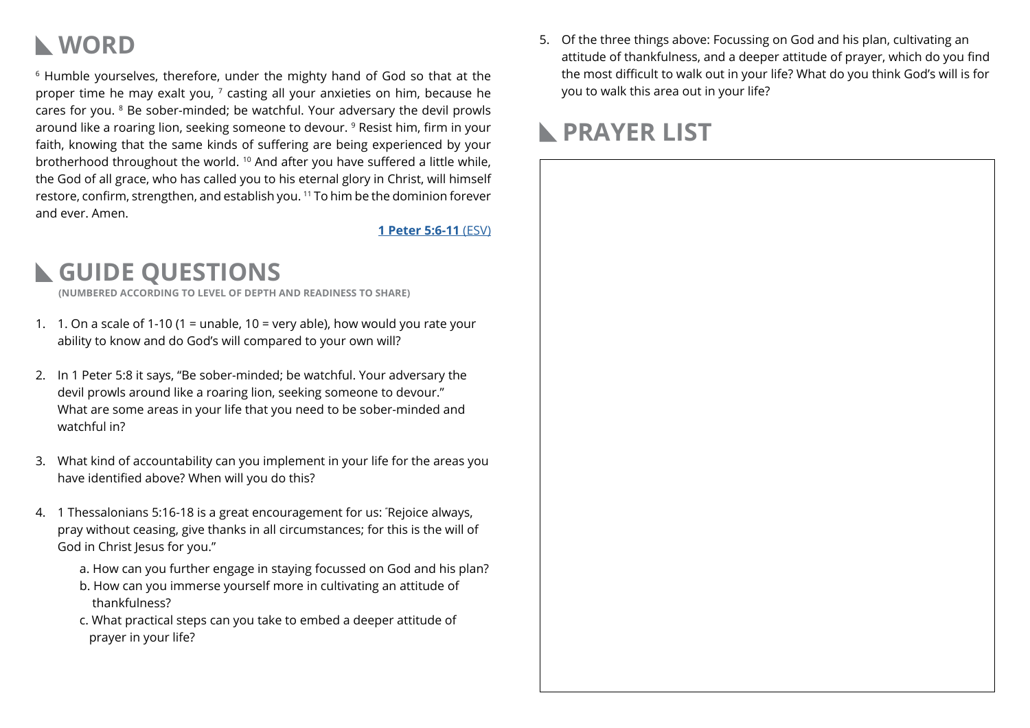## WORD

[6] Humble yourselves, therefore, under the mighty hand of God so that at the proper time he may exalt you, [7] casting all your anxieties on him, because he cares for you. [8] Be sober-minded; be watchful. Your adversary the devil prowls around like a roaring lion, seeking someone to devour. [9] Resist him, firm in your faith, knowing that the same kinds of suffering are being experienced by your brotherhood throughout the world. [10] And after you have suffered a little while, the God of all grace, who has called you to his eternal glory in Christ, will himself restore, confirm, strengthen, and establish you. [11] To him be the dominion forever and ever. Amen.

**1 Peter 5:6-11** (ESV)

## GUIDE QUESTIONS

**(NUMBERED ACCORDING TO LEVEL OF DEPTH AND READINESS TO SHARE)**

1. 1. On a scale of 1-10 (1 = unable, 10 = very able), how would you rate your ability to know and do God's will compared to your own will?

2. In 1 Peter 5:8 it says, "Be sober-minded; be watchful. Your adversary the devil prowls around like a roaring lion, seeking someone to devour." What are some areas in your life that you need to be sober-minded and watchful in?

3. What kind of accountability can you implement in your life for the areas you have identified above? When will you do this?

4. 1 Thessalonians 5:16-18 is a great encouragement for us: ˝Rejoice always, pray without ceasing, give thanks in all circumstances; for this is the will of God in Christ Jesus for you."

   a. How can you further engage in staying focussed on God and his plan?
   b. How can you immerse yourself more in cultivating an attitude of thankfulness?
   c. What practical steps can you take to embed a deeper attitude of prayer in your life?

5. Of the three things above: Focussing on God and his plan, cultivating an attitude of thankfulness, and a deeper attitude of prayer, which do you find the most difficult to walk out in your life? What do you think God's will is for you to walk this area out in your life?

## PRAYER LIST